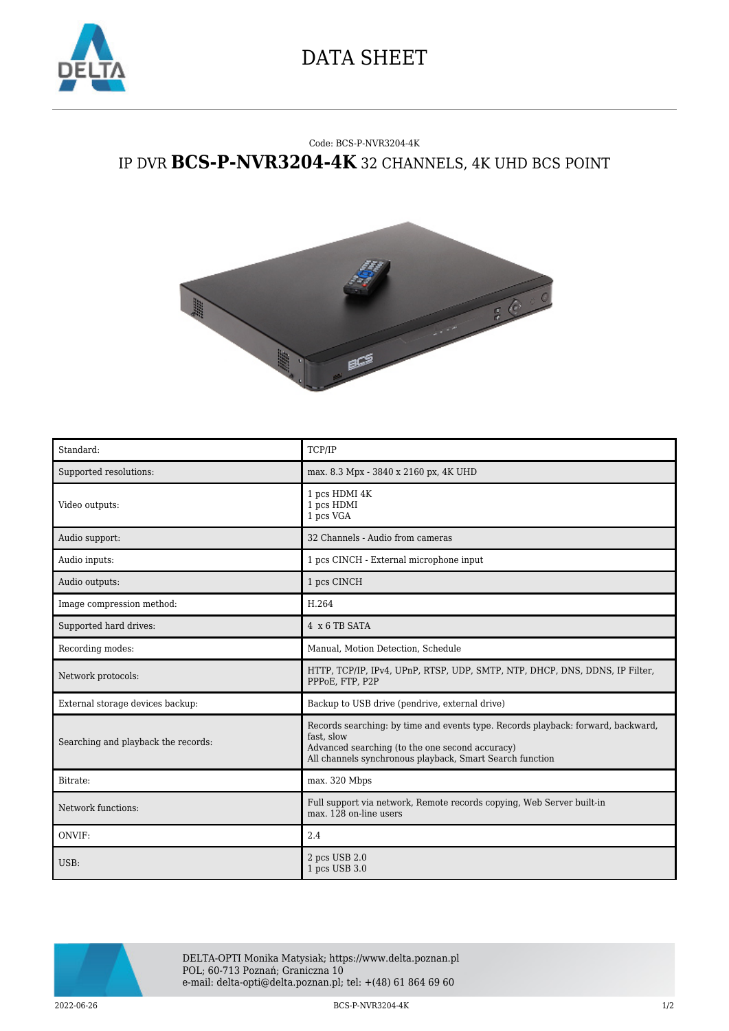# DATA SHEET

Code: BCS-P-NVR3204-4K

## IP DVR **BCS-P-NVR3204-4K** 32 CHANNELS, 4K UHD BCS POINT

| Standard: | TCP/IP |
|---|---|
| Supported resolutions: | max. 8.3 Mpx - 3840 x 2160 px, 4K UHD |
| Video outputs: | 1 pcs HDMI 4K<br>1 pcs HDMI<br>1 pcs VGA |
| Audio support: | 32 Channels - Audio from cameras |
| Audio inputs: | 1 pcs CINCH - External microphone input |
| Audio outputs: | 1 pcs CINCH |
| Image compression method: | H.264 |
| Supported hard drives: | 4 x 6 TB SATA |
| Recording modes: | Manual, Motion Detection, Schedule |
| Network protocols: | HTTP, TCP/IP, IPv4, UPnP, RTSP, UDP, SMTP, NTP, DHCP, DNS, DDNS, IP Filter, PPPoE, FTP, P2P |
| External storage devices backup: | Backup to USB drive (pendrive, external drive) |
| Searching and playback the records: | Records searching: by time and events type. Records playback: forward, backward, fast, slow<br>Advanced searching (to the one second accuracy)<br>All channels synchronous playback, Smart Search function |
| Bitrate: | max. 320 Mbps |
| Network functions: | Full support via network, Remote records copying, Web Server built-in<br>max. 128 on-line users |
| ONVIF: | 2.4 |
| USB: | 2 pcs USB 2.0<br>1 pcs USB 3.0 |

DELTA-OPTI Monika Matysiak; https://www.delta.poznan.pl
POL; 60-713 Poznań; Graniczna 10
e-mail: delta-opti@delta.poznan.pl; tel: +(48) 61 864 69 60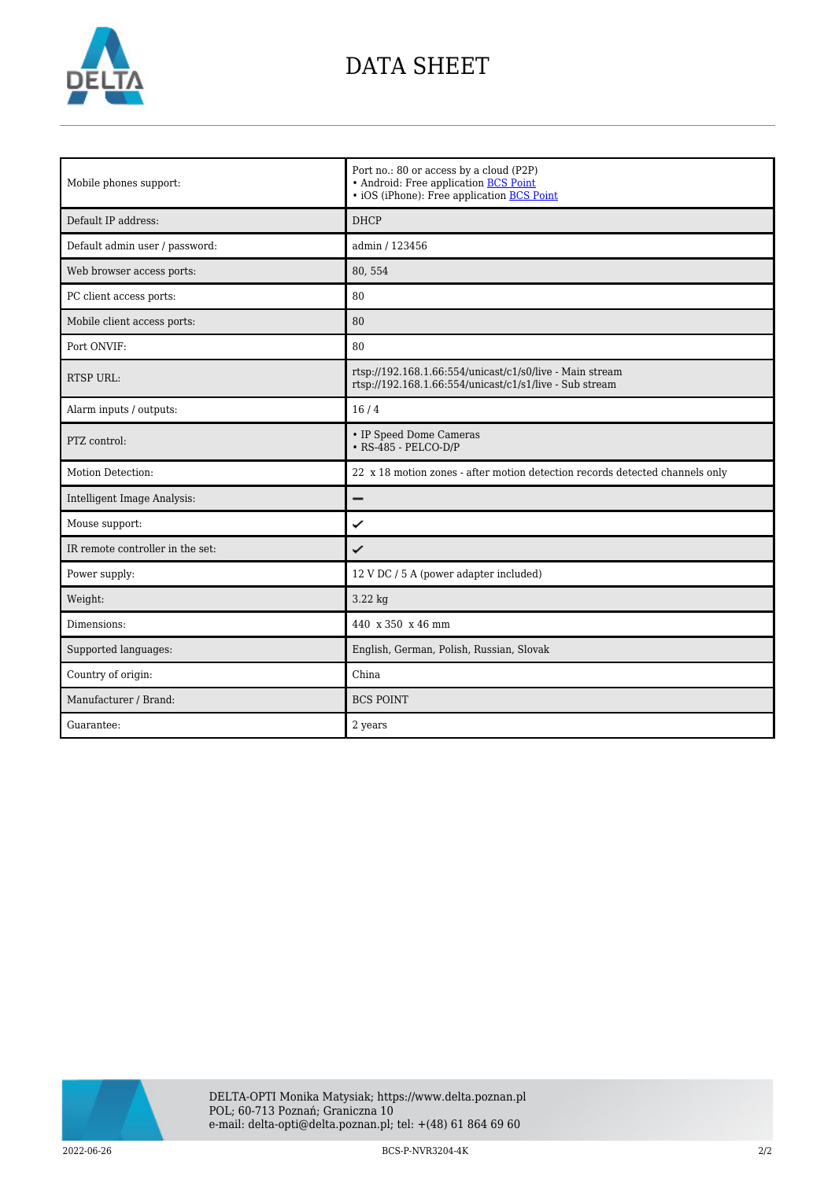# DATA SHEET

| | |
|---|---|
| Mobile phones support: | Port no.: 80 or access by a cloud (P2P)<br>• Android: Free application BCS Point<br>• iOS (iPhone): Free application BCS Point |
| Default IP address: | DHCP |
| Default admin user / password: | admin / 123456 |
| Web browser access ports: | 80, 554 |
| PC client access ports: | 80 |
| Mobile client access ports: | 80 |
| Port ONVIF: | 80 |
| RTSP URL: | rtsp://192.168.1.66:554/unicast/c1/s0/live - Main stream<br>rtsp://192.168.1.66:554/unicast/c1/s1/live - Sub stream |
| Alarm inputs / outputs: | 16 / 4 |
| PTZ control: | • IP Speed Dome Cameras<br>• RS-485 - PELCO-D/P |
| Motion Detection: | 22 x 18 motion zones - after motion detection records detected channels only |
| Intelligent Image Analysis: | – |
| Mouse support: | ✔ |
| IR remote controller in the set: | ✔ |
| Power supply: | 12 V DC / 5 A (power adapter included) |
| Weight: | 3.22 kg |
| Dimensions: | 440 x 350 x 46 mm |
| Supported languages: | English, German, Polish, Russian, Slovak |
| Country of origin: | China |
| Manufacturer / Brand: | BCS POINT |
| Guarantee: | 2 years |

DELTA-OPTI Monika Matysiak; https://www.delta.poznan.pl
POL; 60-713 Poznań; Graniczna 10
e-mail: delta-opti@delta.poznan.pl; tel: +(48) 61 864 69 60

2022-06-26 BCS-P-NVR3204-4K